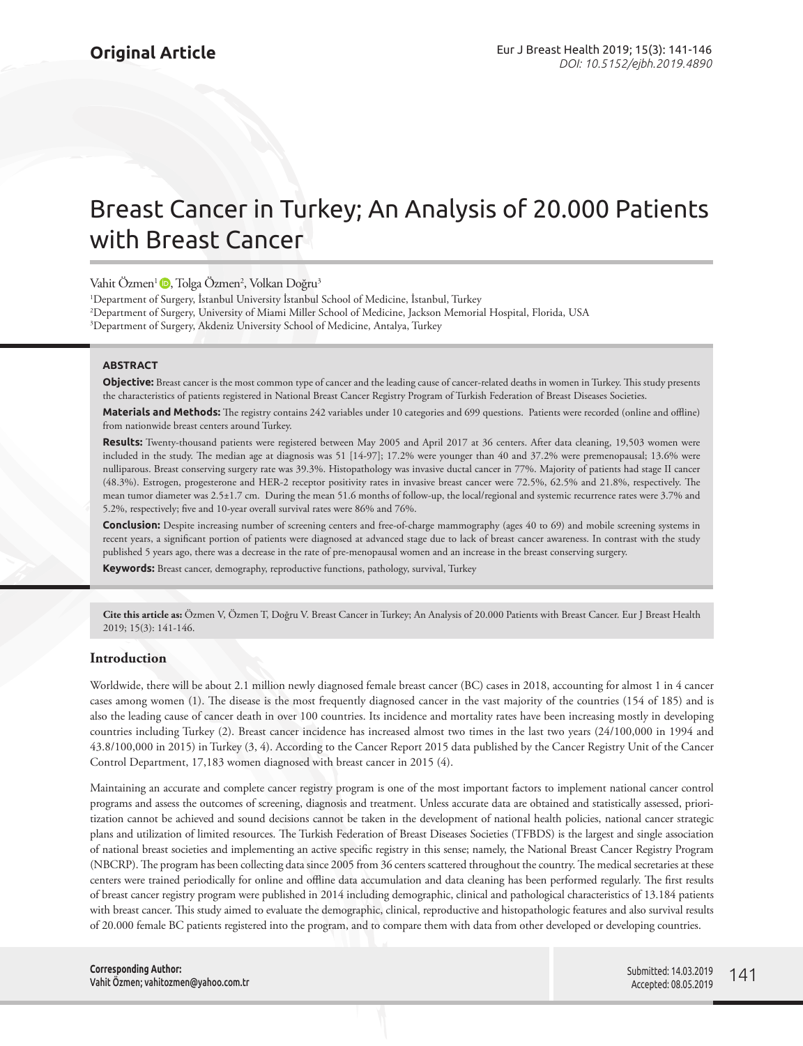**Original Article**

# Breast Cancer in Turkey; An Analysis of 20.000 Patients with Breast Cancer

Vahit Özmen[1], Tolga Özmen[2], Volkan Doğru[3]

[1]Department of Surgery, İstanbul University İstanbul School of Medicine, İstanbul, Turkey
[2]Department of Surgery, University of Miami Miller School of Medicine, Jackson Memorial Hospital, Florida, USA
[3]Department of Surgery, Akdeniz University School of Medicine, Antalya, Turkey

### ABSTRACT

**Objective:** Breast cancer is the most common type of cancer and the leading cause of cancer-related deaths in women in Turkey. This study presents the characteristics of patients registered in National Breast Cancer Registry Program of Turkish Federation of Breast Diseases Societies.

**Materials and Methods:** The registry contains 242 variables under 10 categories and 699 questions. Patients were recorded (online and offline) from nationwide breast centers around Turkey.

**Results:** Twenty-thousand patients were registered between May 2005 and April 2017 at 36 centers. After data cleaning, 19,503 women were included in the study. The median age at diagnosis was 51 [14-97]; 17.2% were younger than 40 and 37.2% were premenopausal; 13.6% were nulliparous. Breast conserving surgery rate was 39.3%. Histopathology was invasive ductal cancer in 77%. Majority of patients had stage II cancer (48.3%). Estrogen, progesterone and HER-2 receptor positivity rates in invasive breast cancer were 72.5%, 62.5% and 21.8%, respectively. The mean tumor diameter was 2.5±1.7 cm. During the mean 51.6 months of follow-up, the local/regional and systemic recurrence rates were 3.7% and 5.2%, respectively; five and 10-year overall survival rates were 86% and 76%.

**Conclusion:** Despite increasing number of screening centers and free-of-charge mammography (ages 40 to 69) and mobile screening systems in recent years, a significant portion of patients were diagnosed at advanced stage due to lack of breast cancer awareness. In contrast with the study published 5 years ago, there was a decrease in the rate of pre-menopausal women and an increase in the breast conserving surgery.

**Keywords:** Breast cancer, demography, reproductive functions, pathology, survival, Turkey

**Cite this article as:** Özmen V, Özmen T, Doğru V. Breast Cancer in Turkey; An Analysis of 20.000 Patients with Breast Cancer. Eur J Breast Health 2019; 15(3): 141-146.

## Introduction

Worldwide, there will be about 2.1 million newly diagnosed female breast cancer (BC) cases in 2018, accounting for almost 1 in 4 cancer cases among women (1). The disease is the most frequently diagnosed cancer in the vast majority of the countries (154 of 185) and is also the leading cause of cancer death in over 100 countries. Its incidence and mortality rates have been increasing mostly in developing countries including Turkey (2). Breast cancer incidence has increased almost two times in the last two years (24/100,000 in 1994 and 43.8/100,000 in 2015) in Turkey (3, 4). According to the Cancer Report 2015 data published by the Cancer Registry Unit of the Cancer Control Department, 17,183 women diagnosed with breast cancer in 2015 (4).

Maintaining an accurate and complete cancer registry program is one of the most important factors to implement national cancer control programs and assess the outcomes of screening, diagnosis and treatment. Unless accurate data are obtained and statistically assessed, prioritization cannot be achieved and sound decisions cannot be taken in the development of national health policies, national cancer strategic plans and utilization of limited resources. The Turkish Federation of Breast Diseases Societies (TFBDS) is the largest and single association of national breast societies and implementing an active specific registry in this sense; namely, the National Breast Cancer Registry Program (NBCRP). The program has been collecting data since 2005 from 36 centers scattered throughout the country. The medical secretaries at these centers were trained periodically for online and offline data accumulation and data cleaning has been performed regularly. The first results of breast cancer registry program were published in 2014 including demographic, clinical and pathological characteristics of 13.184 patients with breast cancer. This study aimed to evaluate the demographic, clinical, reproductive and histopathologic features and also survival results of 20.000 female BC patients registered into the program, and to compare them with data from other developed or developing countries.

**Corresponding Author:**
Vahit Özmen; vahitozmen@yahoo.com.tr

Submitted: 14.03.2019
Accepted: 08.05.2019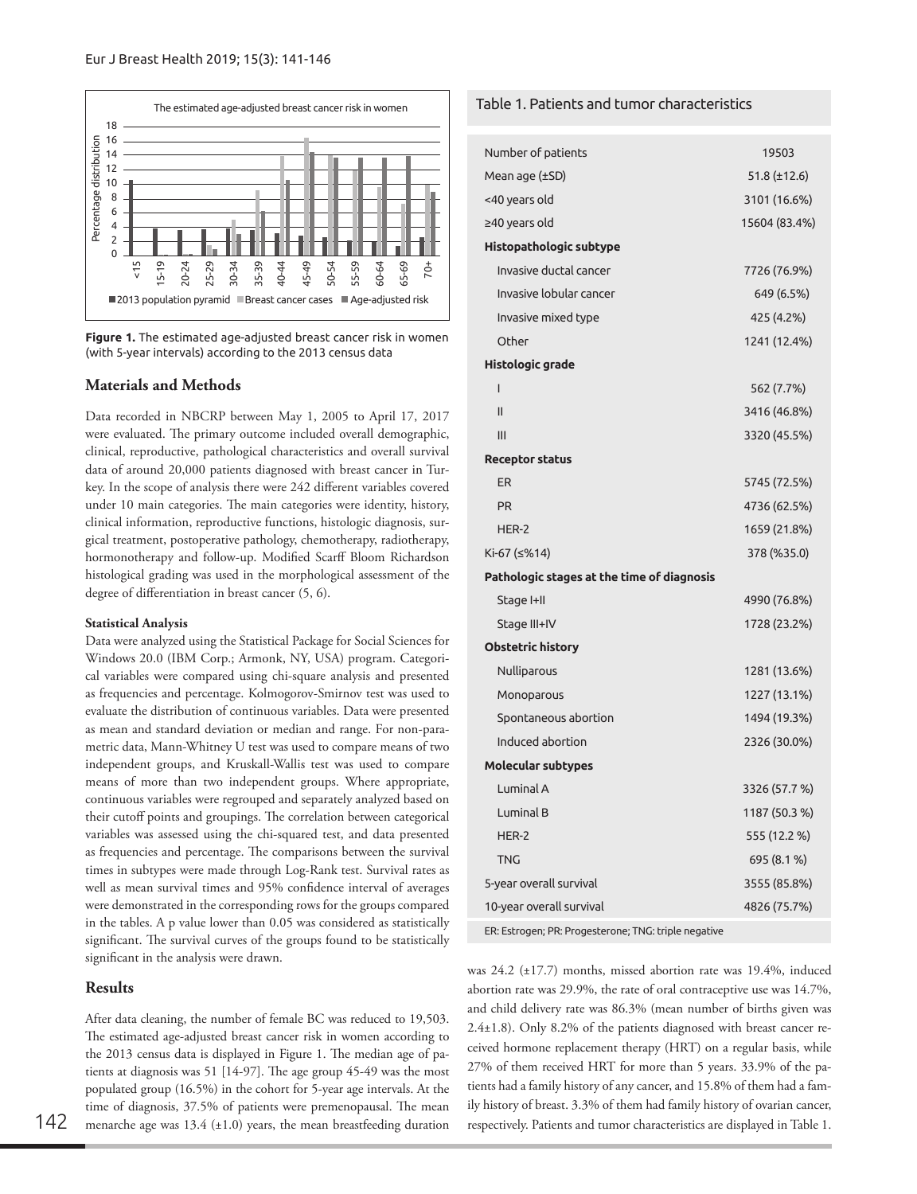Figure 1. The estimated age-adjusted breast cancer risk in women (with 5-year intervals) according to the 2013 census data

## Materials and Methods

Data recorded in NBCRP between May 1, 2005 to April 17, 2017 were evaluated. The primary outcome included overall demographic, clinical, reproductive, pathological characteristics and overall survival data of around 20,000 patients diagnosed with breast cancer in Turkey. In the scope of analysis there were 242 different variables covered under 10 main categories. The main categories were identity, history, clinical information, reproductive functions, histologic diagnosis, surgical treatment, postoperative pathology, chemotherapy, radiotherapy, hormonotherapy and follow-up. Modified Scarff Bloom Richardson histological grading was used in the morphological assessment of the degree of differentiation in breast cancer (5, 6).

### Statistical Analysis

Data were analyzed using the Statistical Package for Social Sciences for Windows 20.0 (IBM Corp.; Armonk, NY, USA) program. Categorical variables were compared using chi-square analysis and presented as frequencies and percentage. Kolmogorov-Smirnov test was used to evaluate the distribution of continuous variables. Data were presented as mean and standard deviation or median and range. For non-parametric data, Mann-Whitney U test was used to compare means of two independent groups, and Kruskall-Wallis test was used to compare means of more than two independent groups. Where appropriate, continuous variables were regrouped and separately analyzed based on their cutoff points and groupings. The correlation between categorical variables was assessed using the chi-squared test, and data presented as frequencies and percentage. The comparisons between the survival times in subtypes were made through Log-Rank test. Survival rates as well as mean survival times and 95% confidence interval of averages were demonstrated in the corresponding rows for the groups compared in the tables. A p value lower than 0.05 was considered as statistically significant. The survival curves of the groups found to be statistically significant in the analysis were drawn.

## Results

After data cleaning, the number of female BC was reduced to 19,503. The estimated age-adjusted breast cancer risk in women according to the 2013 census data is displayed in Figure 1. The median age of patients at diagnosis was 51 [14-97]. The age group 45-49 was the most populated group (16.5%) in the cohort for 5-year age intervals. At the time of diagnosis, 37.5% of patients were premenopausal. The mean menarche age was 13.4 (±1.0) years, the mean breastfeeding duration was 24.2 (±17.7) months, missed abortion rate was 19.4%, induced abortion rate was 29.9%, the rate of oral contraceptive use was 14.7%, and child delivery rate was 86.3% (mean number of births given was 2.4±1.8). Only 8.2% of the patients diagnosed with breast cancer received hormone replacement therapy (HRT) on a regular basis, while 27% of them received HRT for more than 5 years. 33.9% of the patients had a family history of any cancer, and 15.8% of them had a family history of breast. 3.3% of them had family history of ovarian cancer, respectively. Patients and tumor characteristics are displayed in Table 1.

Table 1. Patients and tumor characteristics

| | |
|---|---|
| Number of patients | 19503 |
| Mean age (±SD) | 51.8 (±12.6) |
| <40 years old | 3101 (16.6%) |
| ≥40 years old | 15604 (83.4%) |
| **Histopathologic subtype** | |
| Invasive ductal cancer | 7726 (76.9%) |
| Invasive lobular cancer | 649 (6.5%) |
| Invasive mixed type | 425 (4.2%) |
| Other | 1241 (12.4%) |
| **Histologic grade** | |
| I | 562 (7.7%) |
| II | 3416 (46.8%) |
| III | 3320 (45.5%) |
| **Receptor status** | |
| ER | 5745 (72.5%) |
| PR | 4736 (62.5%) |
| HER-2 | 1659 (21.8%) |
| Ki-67 (≤%14) | 378 (%35.0) |
| **Pathologic stages at the time of diagnosis** | |
| Stage I+II | 4990 (76.8%) |
| Stage III+IV | 1728 (23.2%) |
| **Obstetric history** | |
| Nulliparous | 1281 (13.6%) |
| Monoparous | 1227 (13.1%) |
| Spontaneous abortion | 1494 (19.3%) |
| Induced abortion | 2326 (30.0%) |
| **Molecular subtypes** | |
| Luminal A | 3326 (57.7 %) |
| Luminal B | 1187 (50.3 %) |
| HER-2 | 555 (12.2 %) |
| TNG | 695 (8.1 %) |
| 5-year overall survival | 3555 (85.8%) |
| 10-year overall survival | 4826 (75.7%) |

ER: Estrogen; PR: Progesterone; TNG: triple negative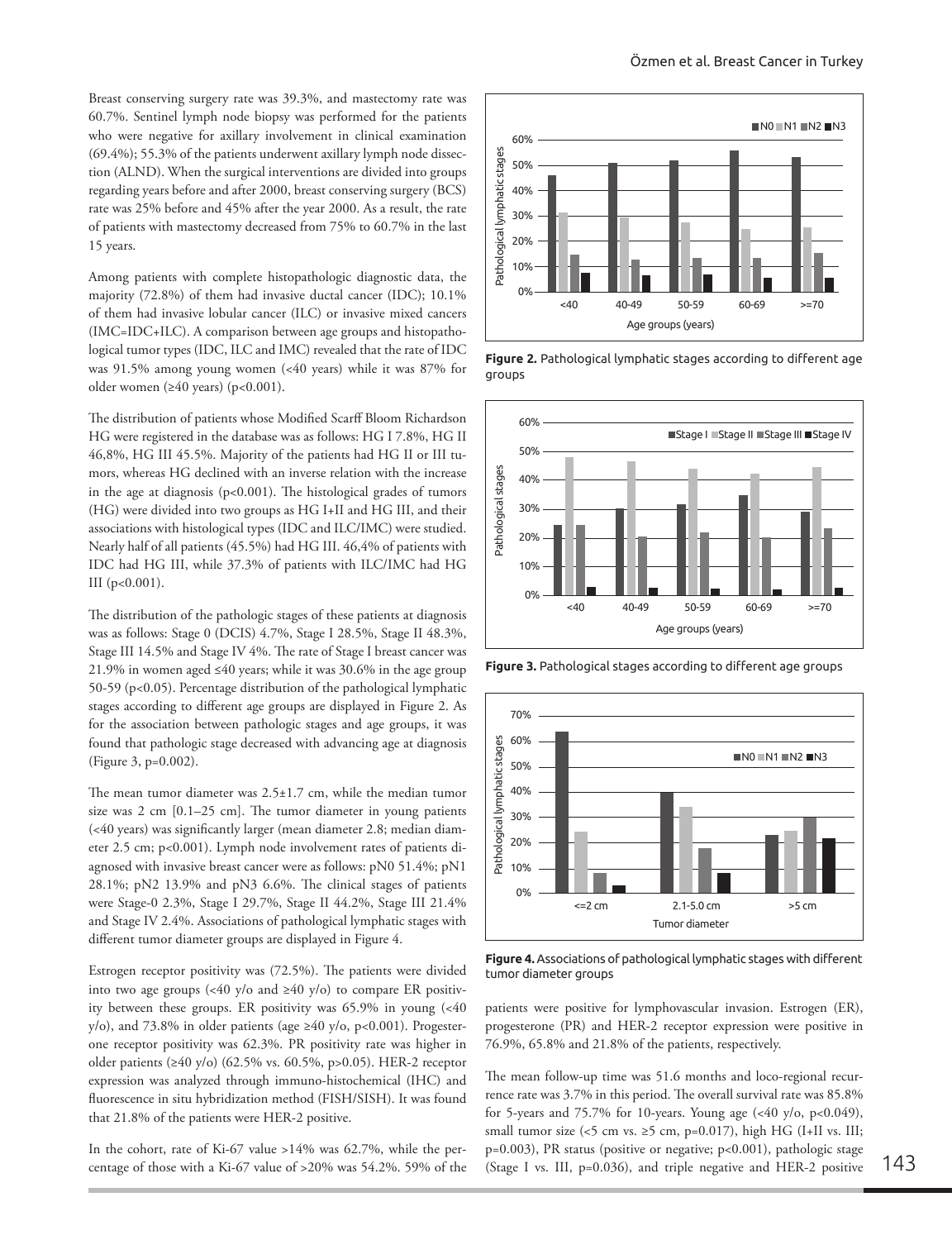Breast conserving surgery rate was 39.3%, and mastectomy rate was 60.7%. Sentinel lymph node biopsy was performed for the patients who were negative for axillary involvement in clinical examination (69.4%); 55.3% of the patients underwent axillary lymph node dissection (ALND). When the surgical interventions are divided into groups regarding years before and after 2000, breast conserving surgery (BCS) rate was 25% before and 45% after the year 2000. As a result, the rate of patients with mastectomy decreased from 75% to 60.7% in the last 15 years.

Among patients with complete histopathologic diagnostic data, the majority (72.8%) of them had invasive ductal cancer (IDC); 10.1% of them had invasive lobular cancer (ILC) or invasive mixed cancers (IMC=IDC+ILC). A comparison between age groups and histopathological tumor types (IDC, ILC and IMC) revealed that the rate of IDC was 91.5% among young women (<40 years) while it was 87% for older women (≥40 years) (p<0.001).

The distribution of patients whose Modified Scarff Bloom Richardson HG were registered in the database was as follows: HG I 7.8%, HG II 46,8%, HG III 45.5%. Majority of the patients had HG II or III tumors, whereas HG declined with an inverse relation with the increase in the age at diagnosis (p<0.001). The histological grades of tumors (HG) were divided into two groups as HG I+II and HG III, and their associations with histological types (IDC and ILC/IMC) were studied. Nearly half of all patients (45.5%) had HG III. 46,4% of patients with IDC had HG III, while 37.3% of patients with ILC/IMC had HG III (p<0.001).

The distribution of the pathologic stages of these patients at diagnosis was as follows: Stage 0 (DCIS) 4.7%, Stage I 28.5%, Stage II 48.3%, Stage III 14.5% and Stage IV 4%. The rate of Stage I breast cancer was 21.9% in women aged ≤40 years; while it was 30.6% in the age group 50-59 (p<0.05). Percentage distribution of the pathological lymphatic stages according to different age groups are displayed in Figure 2. As for the association between pathologic stages and age groups, it was found that pathologic stage decreased with advancing age at diagnosis (Figure 3, p=0.002).

The mean tumor diameter was 2.5±1.7 cm, while the median tumor size was 2 cm [0.1–25 cm]. The tumor diameter in young patients (<40 years) was significantly larger (mean diameter 2.8; median diameter 2.5 cm; p<0.001). Lymph node involvement rates of patients diagnosed with invasive breast cancer were as follows: pN0 51.4%; pN1 28.1%; pN2 13.9% and pN3 6.6%. The clinical stages of patients were Stage-0 2.3%, Stage I 29.7%, Stage II 44.2%, Stage III 21.4% and Stage IV 2.4%. Associations of pathological lymphatic stages with different tumor diameter groups are displayed in Figure 4.

Estrogen receptor positivity was (72.5%). The patients were divided into two age groups (<40 y/o and ≥40 y/o) to compare ER positivity between these groups. ER positivity was 65.9% in young (<40 y/o), and 73.8% in older patients (age ≥40 y/o, p<0.001). Progesterone receptor positivity was 62.3%. PR positivity rate was higher in older patients (≥40 y/o) (62.5% vs. 60.5%, p>0.05). HER-2 receptor expression was analyzed through immuno-histochemical (IHC) and fluorescence in situ hybridization method (FISH/SISH). It was found that 21.8% of the patients were HER-2 positive.

In the cohort, rate of Ki-67 value >14% was 62.7%, while the percentage of those with a Ki-67 value of >20% was 54.2%. 59% of the patients were positive for lymphovascular invasion. Estrogen (ER), progesterone (PR) and HER-2 receptor expression were positive in 76.9%, 65.8% and 21.8% of the patients, respectively.

The mean follow-up time was 51.6 months and loco-regional recurrence rate was 3.7% in this period. The overall survival rate was 85.8% for 5-years and 75.7% for 10-years. Young age (<40 y/o, p<0.049), small tumor size (<5 cm vs. ≥5 cm, p=0.017), high HG (I+II vs. III; p=0.003), PR status (positive or negative; p<0.001), pathologic stage (Stage I vs. III, p=0.036), and triple negative and HER-2 positive

**Figure 2.** Pathological lymphatic stages according to different age groups

**Figure 3.** Pathological stages according to different age groups

**Figure 4.** Associations of pathological lymphatic stages with different tumor diameter groups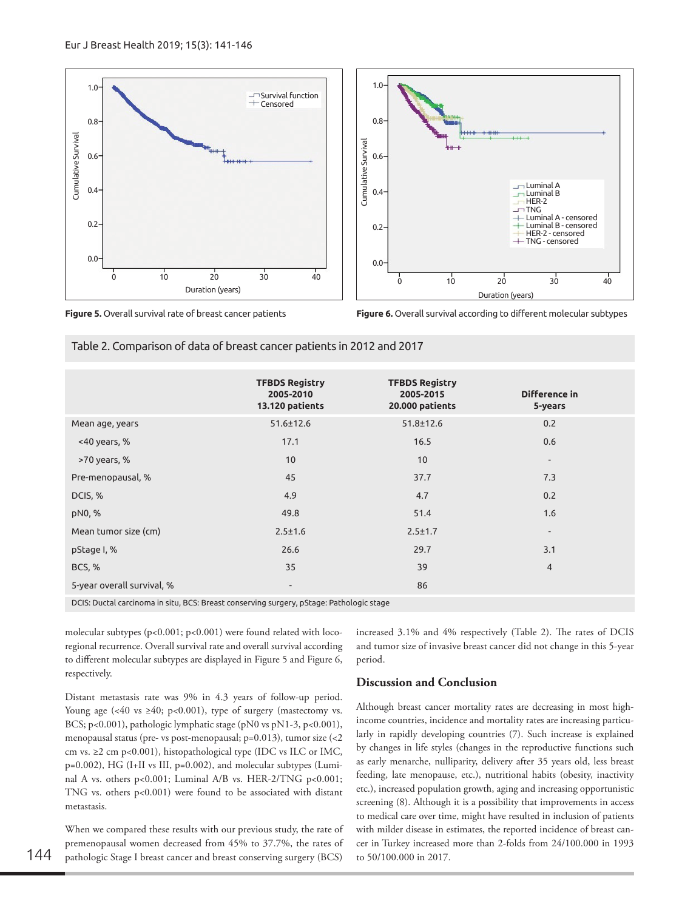Figure 5. Overall survival rate of breast cancer patients

Figure 6. Overall survival according to different molecular subtypes

Table 2. Comparison of data of breast cancer patients in 2012 and 2017

| | TFBDS Registry 2005-2010 13.120 patients | TFBDS Registry 2005-2015 20.000 patients | Difference in 5-years |
|---|---|---|---|
| Mean age, years | 51.6±12.6 | 51.8±12.6 | 0.2 |
| <40 years, % | 17.1 | 16.5 | 0.6 |
| >70 years, % | 10 | 10 | - |
| Pre-menopausal, % | 45 | 37.7 | 7.3 |
| DCIS, % | 4.9 | 4.7 | 0.2 |
| pN0, % | 49.8 | 51.4 | 1.6 |
| Mean tumor size (cm) | 2.5±1.6 | 2.5±1.7 | - |
| pStage I, % | 26.6 | 29.7 | 3.1 |
| BCS, % | 35 | 39 | 4 |
| 5-year overall survival, % | - | 86 | |

DCIS: Ductal carcinoma in situ, BCS: Breast conserving surgery, pStage: Pathologic stage

molecular subtypes ($p<0.001$; $p<0.001$) were found related with loco-regional recurrence. Overall survival rate and overall survival according to different molecular subtypes are displayed in Figure 5 and Figure 6, respectively.

Distant metastasis rate was 9% in 4.3 years of follow-up period. Young age (<40 vs ≥40; $p<0.001$), type of surgery (mastectomy vs. BCS; $p<0.001$), pathologic lymphatic stage (pN0 vs pN1-3, $p<0.001$), menopausal status (pre- vs post-menopausal; $p=0.013$), tumor size (<2 cm vs. ≥2 cm $p<0.001$), histopathological type (IDC vs ILC or IMC, $p=0.002$), HG (I+II vs III, $p=0.002$), and molecular subtypes (Luminal A vs. others $p<0.001$; Luminal A/B vs. HER-2/TNG $p<0.001$; TNG vs. others $p<0.001$) were found to be associated with distant metastasis.

When we compared these results with our previous study, the rate of premenopausal women decreased from 45% to 37.7%, the rates of pathologic Stage I breast cancer and breast conserving surgery (BCS) increased 3.1% and 4% respectively (Table 2). The rates of DCIS and tumor size of invasive breast cancer did not change in this 5-year period.

## Discussion and Conclusion

Although breast cancer mortality rates are decreasing in most high-income countries, incidence and mortality rates are increasing particularly in rapidly developing countries (7). Such increase is explained by changes in life styles (changes in the reproductive functions such as early menarche, nulliparity, delivery after 35 years old, less breast feeding, late menopause, etc.), nutritional habits (obesity, inactivity etc.), increased population growth, aging and increasing opportunistic screening (8). Although it is a possibility that improvements in access to medical care over time, might have resulted in inclusion of patients with milder disease in estimates, the reported incidence of breast cancer in Turkey increased more than 2-folds from 24/100.000 in 1993 to 50/100.000 in 2017.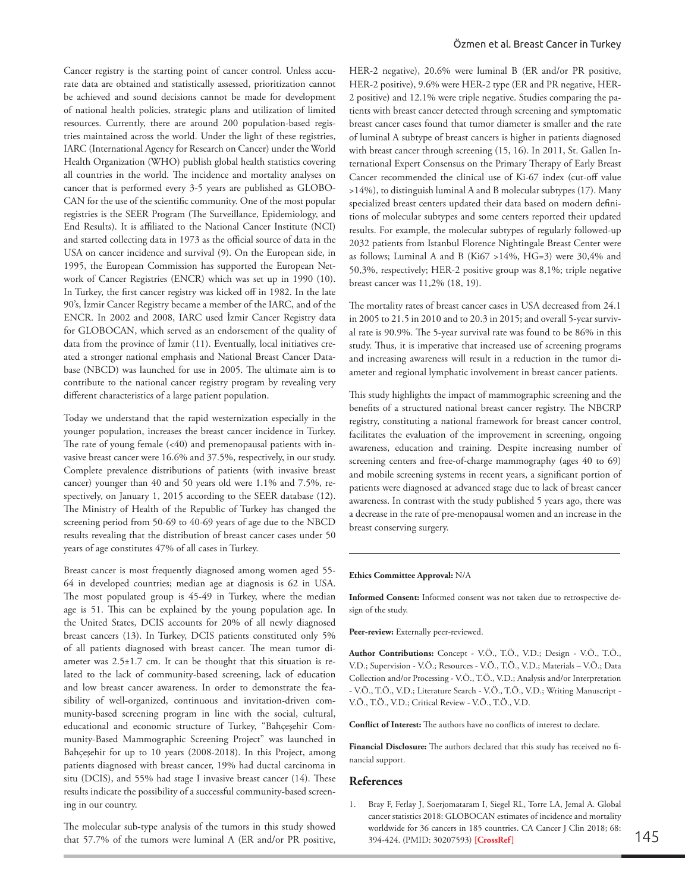Cancer registry is the starting point of cancer control. Unless accurate data are obtained and statistically assessed, prioritization cannot be achieved and sound decisions cannot be made for development of national health policies, strategic plans and utilization of limited resources. Currently, there are around 200 population-based registries maintained across the world. Under the light of these registries, IARC (International Agency for Research on Cancer) under the World Health Organization (WHO) publish global health statistics covering all countries in the world. The incidence and mortality analyses on cancer that is performed every 3-5 years are published as GLOBOCAN for the use of the scientific community. One of the most popular registries is the SEER Program (The Surveillance, Epidemiology, and End Results). It is affiliated to the National Cancer Institute (NCI) and started collecting data in 1973 as the official source of data in the USA on cancer incidence and survival (9). On the European side, in 1995, the European Commission has supported the European Network of Cancer Registries (ENCR) which was set up in 1990 (10). In Turkey, the first cancer registry was kicked off in 1982. In the late 90's, İzmir Cancer Registry became a member of the IARC, and of the ENCR. In 2002 and 2008, IARC used İzmir Cancer Registry data for GLOBOCAN, which served as an endorsement of the quality of data from the province of İzmir (11). Eventually, local initiatives created a stronger national emphasis and National Breast Cancer Database (NBCD) was launched for use in 2005. The ultimate aim is to contribute to the national cancer registry program by revealing very different characteristics of a large patient population.

Today we understand that the rapid westernization especially in the younger population, increases the breast cancer incidence in Turkey. The rate of young female (<40) and premenopausal patients with invasive breast cancer were 16.6% and 37.5%, respectively, in our study. Complete prevalence distributions of patients (with invasive breast cancer) younger than 40 and 50 years old were 1.1% and 7.5%, respectively, on January 1, 2015 according to the SEER database (12). The Ministry of Health of the Republic of Turkey has changed the screening period from 50-69 to 40-69 years of age due to the NBCD results revealing that the distribution of breast cancer cases under 50 years of age constitutes 47% of all cases in Turkey.

Breast cancer is most frequently diagnosed among women aged 55-64 in developed countries; median age at diagnosis is 62 in USA. The most populated group is 45-49 in Turkey, where the median age is 51. This can be explained by the young population age. In the United States, DCIS accounts for 20% of all newly diagnosed breast cancers (13). In Turkey, DCIS patients constituted only 5% of all patients diagnosed with breast cancer. The mean tumor diameter was 2.5±1.7 cm. It can be thought that this situation is related to the lack of community-based screening, lack of education and low breast cancer awareness. In order to demonstrate the feasibility of well-organized, continuous and invitation-driven community-based screening program in line with the social, cultural, educational and economic structure of Turkey, "Bahçeşehir Community-Based Mammographic Screening Project" was launched in Bahçeşehir for up to 10 years (2008-2018). In this Project, among patients diagnosed with breast cancer, 19% had ductal carcinoma in situ (DCIS), and 55% had stage I invasive breast cancer (14). These results indicate the possibility of a successful community-based screening in our country.

The molecular sub-type analysis of the tumors in this study showed that 57.7% of the tumors were luminal A (ER and/or PR positive, HER-2 negative), 20.6% were luminal B (ER and/or PR positive, HER-2 positive), 9.6% were HER-2 type (ER and PR negative, HER-2 positive) and 12.1% were triple negative. Studies comparing the patients with breast cancer detected through screening and symptomatic breast cancer cases found that tumor diameter is smaller and the rate of luminal A subtype of breast cancers is higher in patients diagnosed with breast cancer through screening (15, 16). In 2011, St. Gallen International Expert Consensus on the Primary Therapy of Early Breast Cancer recommended the clinical use of Ki-67 index (cut-off value >14%), to distinguish luminal A and B molecular subtypes (17). Many specialized breast centers updated their data based on modern definitions of molecular subtypes and some centers reported their updated results. For example, the molecular subtypes of regularly followed-up 2032 patients from Istanbul Florence Nightingale Breast Center were as follows; Luminal A and B (Ki67 >14%, HG=3) were 30,4% and 50,3%, respectively; HER-2 positive group was 8,1%; triple negative breast cancer was 11,2% (18, 19).

The mortality rates of breast cancer cases in USA decreased from 24.1 in 2005 to 21.5 in 2010 and to 20.3 in 2015; and overall 5-year survival rate is 90.9%. The 5-year survival rate was found to be 86% in this study. Thus, it is imperative that increased use of screening programs and increasing awareness will result in a reduction in the tumor diameter and regional lymphatic involvement in breast cancer patients.

This study highlights the impact of mammographic screening and the benefits of a structured national breast cancer registry. The NBCRP registry, constituting a national framework for breast cancer control, facilitates the evaluation of the improvement in screening, ongoing awareness, education and training. Despite increasing number of screening centers and free-of-charge mammography (ages 40 to 69) and mobile screening systems in recent years, a significant portion of patients were diagnosed at advanced stage due to lack of breast cancer awareness. In contrast with the study published 5 years ago, there was a decrease in the rate of pre-menopausal women and an increase in the breast conserving surgery.

---

**Ethics Committee Approval:** N/A

**Informed Consent:** Informed consent was not taken due to retrospective design of the study.

**Peer-review:** Externally peer-reviewed.

**Author Contributions:** Concept - V.Ö., T.Ö., V.D.; Design - V.Ö., T.Ö., V.D.; Supervision - V.Ö.; Resources - V.Ö., T.Ö., V.D.; Materials – V.Ö.; Data Collection and/or Processing - V.Ö., T.Ö., V.D.; Analysis and/or Interpretation - V.Ö., T.Ö., V.D.; Literature Search - V.Ö., T.Ö., V.D.; Writing Manuscript - V.Ö., T.Ö., V.D.; Critical Review - V.Ö., T.Ö., V.D.

**Conflict of Interest:** The authors have no conflicts of interest to declare.

**Financial Disclosure:** The authors declared that this study has received no financial support.

## References

1. Bray F, Ferlay J, Soerjomataram I, Siegel RL, Torre LA, Jemal A. Global cancer statistics 2018: GLOBOCAN estimates of incidence and mortality worldwide for 36 cancers in 185 countries. CA Cancer J Clin 2018; 68: 394-424. (PMID: 30207593) **[CrossRef]**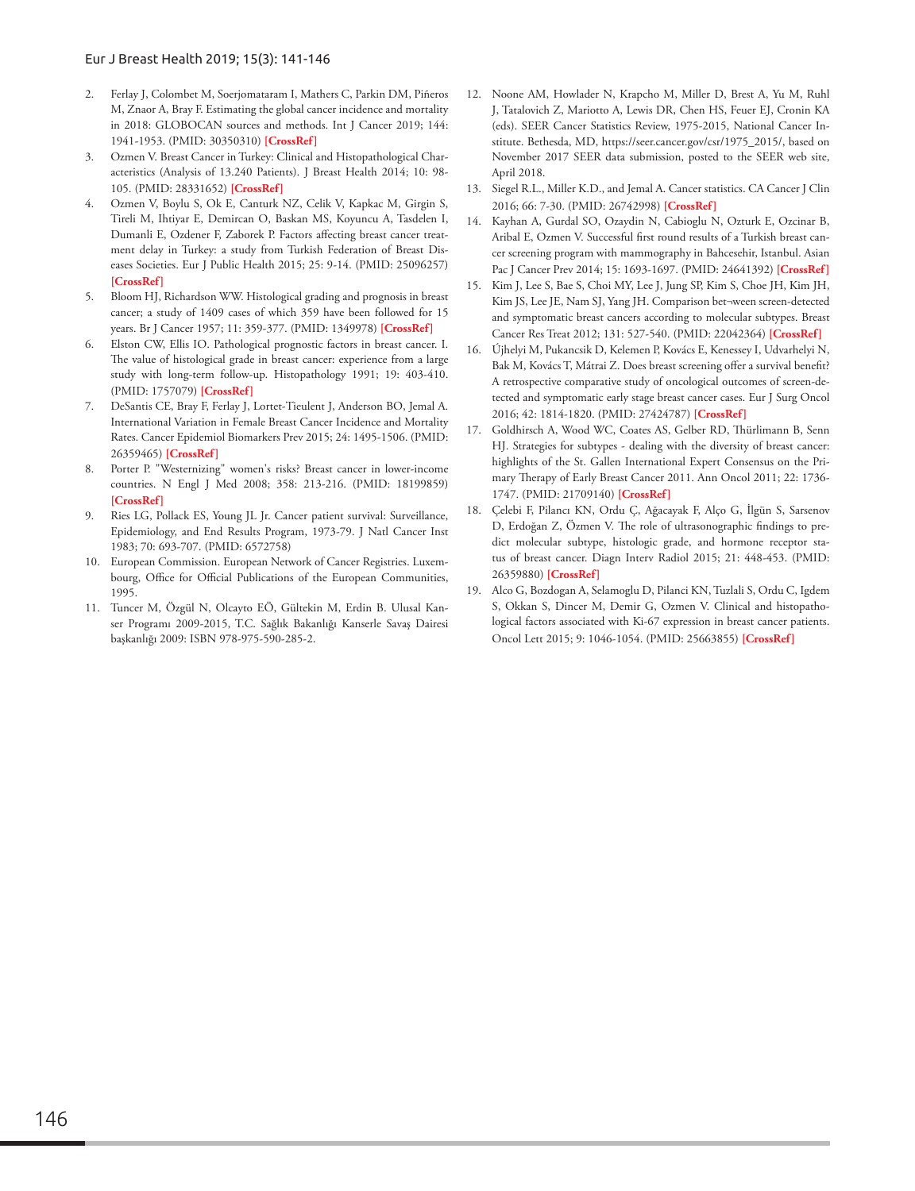2. Ferlay J, Colombet M, Soerjomataram I, Mathers C, Parkin DM, Piñeros M, Znaor A, Bray F. Estimating the global cancer incidence and mortality in 2018: GLOBOCAN sources and methods. Int J Cancer 2019; 144: 1941-1953. (PMID: 30350310) [CrossRef]
3. Ozmen V. Breast Cancer in Turkey: Clinical and Histopathological Characteristics (Analysis of 13.240 Patients). J Breast Health 2014; 10: 98-105. (PMID: 28331652) [CrossRef]
4. Ozmen V, Boylu S, Ok E, Canturk NZ, Celik V, Kapkac M, Girgin S, Tireli M, Ihtiyar E, Demircan O, Baskan MS, Koyuncu A, Tasdelen I, Dumanli E, Ozdener F, Zaborek P. Factors affecting breast cancer treatment delay in Turkey: a study from Turkish Federation of Breast Diseases Societies. Eur J Public Health 2015; 25: 9-14. (PMID: 25096257) [CrossRef]
5. Bloom HJ, Richardson WW. Histological grading and prognosis in breast cancer; a study of 1409 cases of which 359 have been followed for 15 years. Br J Cancer 1957; 11: 359-377. (PMID: 1349978) [CrossRef]
6. Elston CW, Ellis IO. Pathological prognostic factors in breast cancer. I. The value of histological grade in breast cancer: experience from a large study with long-term follow-up. Histopathology 1991; 19: 403-410. (PMID: 1757079) [CrossRef]
7. DeSantis CE, Bray F, Ferlay J, Lortet-Tieulent J, Anderson BO, Jemal A. International Variation in Female Breast Cancer Incidence and Mortality Rates. Cancer Epidemiol Biomarkers Prev 2015; 24: 1495-1506. (PMID: 26359465) [CrossRef]
8. Porter P. "Westernizing" women's risks? Breast cancer in lower-income countries. N Engl J Med 2008; 358: 213-216. (PMID: 18199859) [CrossRef]
9. Ries LG, Pollack ES, Young JL Jr. Cancer patient survival: Surveillance, Epidemiology, and End Results Program, 1973-79. J Natl Cancer Inst 1983; 70: 693-707. (PMID: 6572758)
10. European Commission. European Network of Cancer Registries. Luxembourg, Office for Official Publications of the European Communities, 1995.
11. Tuncer M, Özgül N, Olcayto EÖ, Gültekin M, Erdin B. Ulusal Kanser Programı 2009-2015, T.C. Sağlık Bakanlığı Kanserle Savaş Dairesi başkanlığı 2009: ISBN 978-975-590-285-2.
12. Noone AM, Howlader N, Krapcho M, Miller D, Brest A, Yu M, Ruhl J, Tatalovich Z, Mariotto A, Lewis DR, Chen HS, Feuer EJ, Cronin KA (eds). SEER Cancer Statistics Review, 1975-2015, National Cancer Institute. Bethesda, MD, https://seer.cancer.gov/csr/1975_2015/, based on November 2017 SEER data submission, posted to the SEER web site, April 2018.
13. Siegel R.L., Miller K.D., and Jemal A. Cancer statistics. CA Cancer J Clin 2016; 66: 7-30. (PMID: 26742998) [CrossRef]
14. Kayhan A, Gurdal SO, Ozaydin N, Cabioglu N, Ozturk E, Ozcinar B, Aribal E, Ozmen V. Successful first round results of a Turkish breast cancer screening program with mammography in Bahcesehir, Istanbul. Asian Pac J Cancer Prev 2014; 15: 1693-1697. (PMID: 24641392) [CrossRef]
15. Kim J, Lee S, Bae S, Choi MY, Lee J, Jung SP, Kim S, Choe JH, Kim JH, Kim JS, Lee JE, Nam SJ, Yang JH. Comparison bet¬ween screen-detected and symptomatic breast cancers according to molecular subtypes. Breast Cancer Res Treat 2012; 131: 527-540. (PMID: 22042364) [CrossRef]
16. Újhelyi M, Pukancsik D, Kelemen P, Kovács E, Kenessey I, Udvarhelyi N, Bak M, Kovács T, Mátrai Z. Does breast screening offer a survival benefit? A retrospective comparative study of oncological outcomes of screen-detected and symptomatic early stage breast cancer cases. Eur J Surg Oncol 2016; 42: 1814-1820. (PMID: 27424787) [CrossRef]
17. Goldhirsch A, Wood WC, Coates AS, Gelber RD, Thürlimann B, Senn HJ. Strategies for subtypes - dealing with the diversity of breast cancer: highlights of the St. Gallen International Expert Consensus on the Primary Therapy of Early Breast Cancer 2011. Ann Oncol 2011; 22: 1736-1747. (PMID: 21709140) [CrossRef]
18. Çelebi F, Pilancı KN, Ordu Ç, Ağacayak F, Alço G, İlgün S, Sarsenov D, Erdoğan Z, Özmen V. The role of ultrasonographic findings to predict molecular subtype, histologic grade, and hormone receptor status of breast cancer. Diagn Interv Radiol 2015; 21: 448-453. (PMID: 26359880) [CrossRef]
19. Alco G, Bozdogan A, Selamoglu D, Pilanci KN, Tuzlali S, Ordu C, Igdem S, Okkan S, Dincer M, Demir G, Ozmen V. Clinical and histopathological factors associated with Ki-67 expression in breast cancer patients. Oncol Lett 2015; 9: 1046-1054. (PMID: 25663855) [CrossRef]